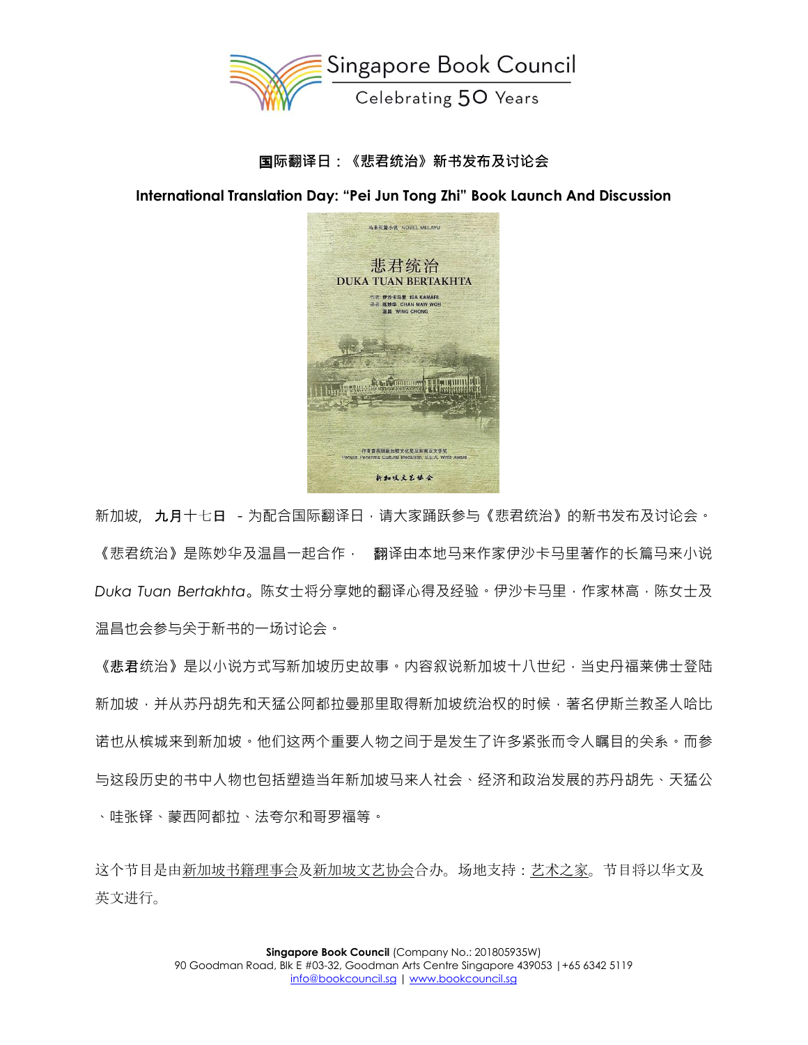Singapore Book Council

Celebrating 50 Years

**国际翻译日：《悲君统治》新书发布及讨论会**

**International Translation Day: "Pei Jun Tong Zhi" Book Launch And Discussion**

新加坡, **九月十七日** - 为配合国际翻译日，请大家踊跃参与《悲君统治》的新书发布及讨论会。《悲君统治》是陈妙华及温昌一起合作， 翻译由本地马来作家伊沙卡马里著作的长篇马来小说 *Duka Tuan Bertakhta*。陈女士将分享她的翻译心得及经验。伊沙卡马里，作家林高，陈女士及温昌也会参与关于新书的一场讨论会。

《悲君统治》是以小说方式写新加坡历史故事。内容叙说新加坡十八世纪，当史丹福莱佛士登陆新加坡，并从苏丹胡先和天猛公阿都拉曼那里取得新加坡统治权的时候，著名伊斯兰教圣人哈比诺也从槟城来到新加坡。他们这两个重要人物之间于是发生了许多紧张而令人瞩目的关系。而参与这段历史的书中人物也包括塑造当年新加坡马来人社会、经济和政治发展的苏丹胡先、天猛公、哇张铎、蒙西阿都拉、法夸尔和哥罗福等。

这个节目是由新加坡书籍理事会及新加坡文艺协会合办。场地支持：艺术之家。节目将以华文及英文进行。

**Singapore Book Council** (Company No.: 201805935W)
90 Goodman Road, Blk E #03-32, Goodman Arts Centre Singapore 439053 | +65 6342 5119
info@bookcouncil.sg | www.bookcouncil.sg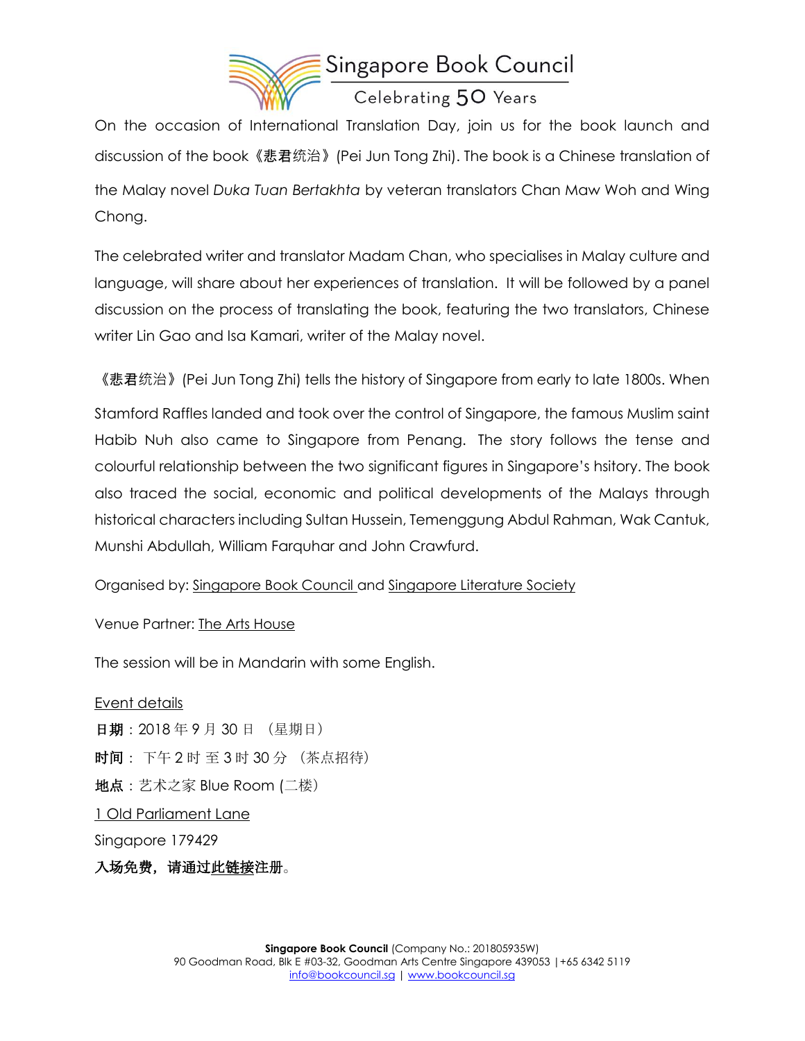On the occasion of International Translation Day, join us for the book launch and discussion of the book《悲君统治》(Pei Jun Tong Zhi). The book is a Chinese translation of the Malay novel *Duka Tuan Bertakhta* by veteran translators Chan Maw Woh and Wing Chong.

The celebrated writer and translator Madam Chan, who specialises in Malay culture and language, will share about her experiences of translation. It will be followed by a panel discussion on the process of translating the book, featuring the two translators, Chinese writer Lin Gao and Isa Kamari, writer of the Malay novel.

《悲君统治》(Pei Jun Tong Zhi) tells the history of Singapore from early to late 1800s. When Stamford Raffles landed and took over the control of Singapore, the famous Muslim saint Habib Nuh also came to Singapore from Penang. The story follows the tense and colourful relationship between the two significant figures in Singapore's hsitory. The book also traced the social, economic and political developments of the Malays through historical characters including Sultan Hussein, Temenggung Abdul Rahman, Wak Cantuk, Munshi Abdullah, William Farquhar and John Crawfurd.

Organised by: Singapore Book Council and Singapore Literature Society

Venue Partner: The Arts House

The session will be in Mandarin with some English.

Event details

**日期**：2018 年 9 月 30 日 （星期日）

**时间**： 下午 2 时 至 3 时 30 分 （茶点招待）

**地点**：艺术之家 Blue Room (二楼)

1 Old Parliament Lane

Singapore 179429

**入场免费，请通过此链接注册**。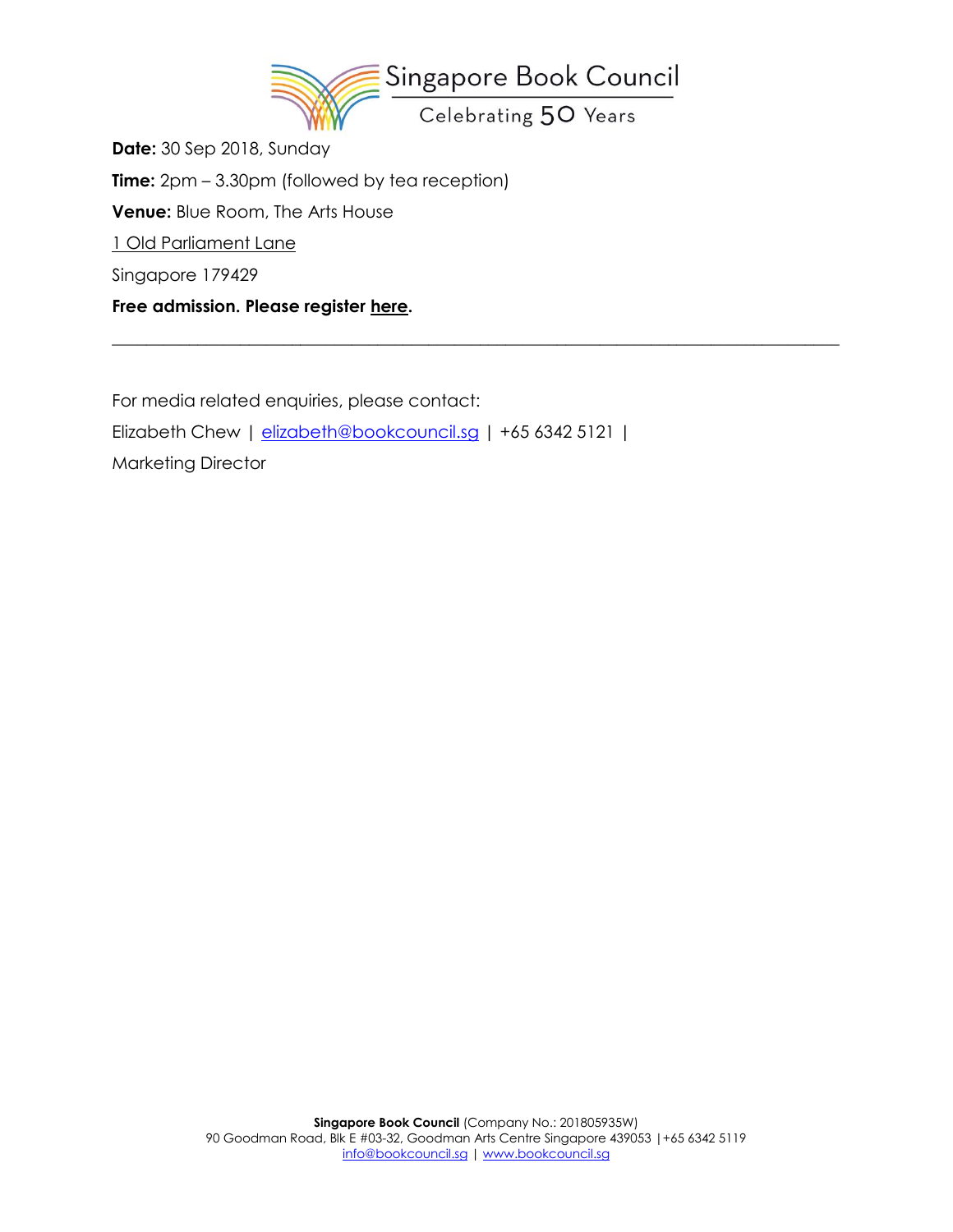**Date:** 30 Sep 2018, Sunday

**Time:** 2pm – 3.30pm (followed by tea reception)

**Venue:** Blue Room, The Arts House

1 Old Parliament Lane

Singapore 179429

**Free admission. Please register here.**

---

For media related enquiries, please contact:

Elizabeth Chew | elizabeth@bookcouncil.sg | +65 6342 5121 |

Marketing Director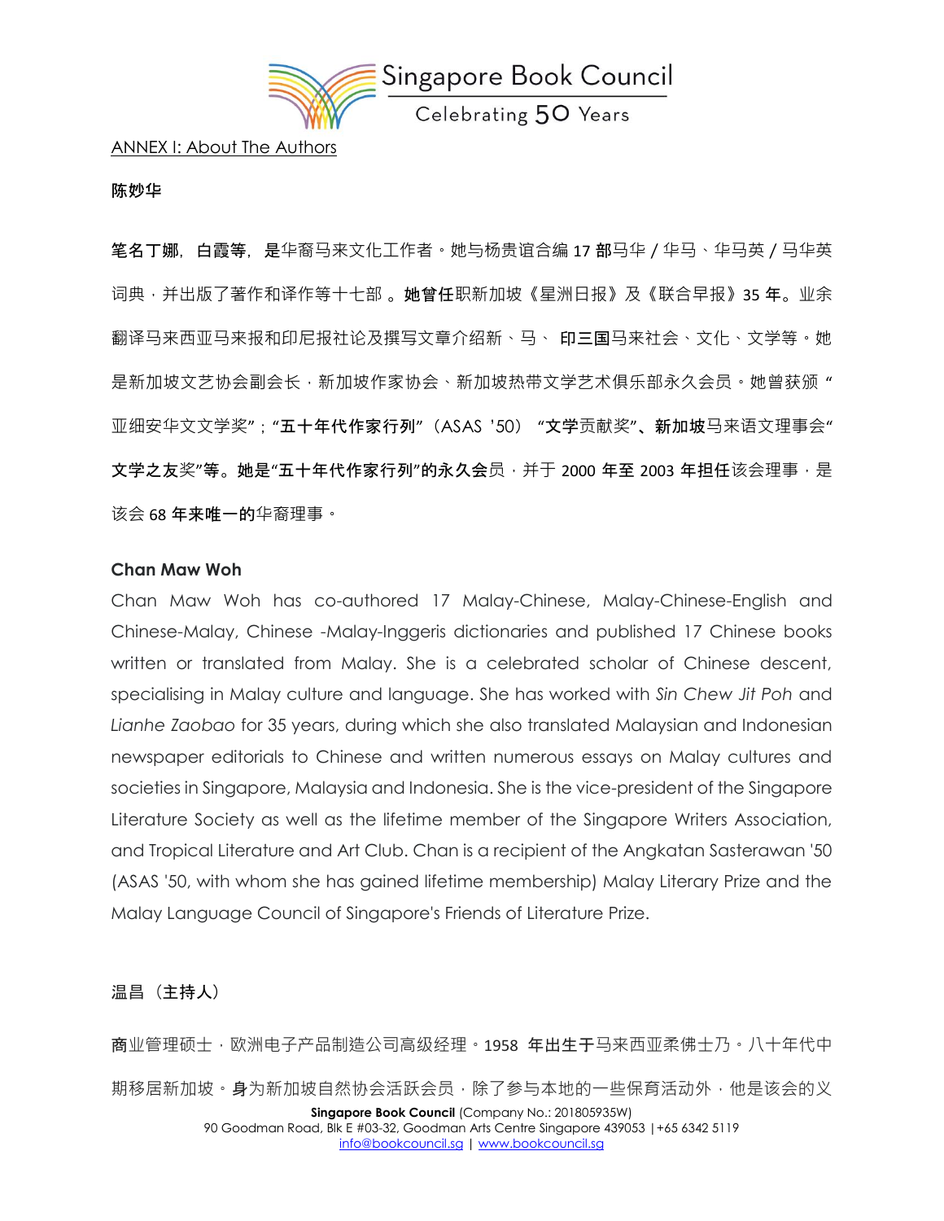ANNEX I: About The Authors

**陈妙华**

**笔名丁娜，白霞等，是**华裔马来文化工作者。她与杨贵谊合编 17 **部**马华 / 华马、华马英 / 马华英词典，并出版了著作和译作等十七部 。**她曾任**职新加坡《星洲日报》及《联合早报》35 **年**。业余翻译马来西亚马来报和印尼报社论及撰写文章介绍新、马、 **印三国**马来社会、文化、文学等。她是新加坡文艺协会副会长，新加坡作家协会、新加坡热带文学艺术俱乐部永久会员。她曾获颁 " 亚细安华文文学奖"；**"五十年代作家行列"**（ASAS '50） **"文学**贡献奖"**、新加坡**马来语文理事会" **文学之友**奖"等。**她是"五十年代作家行列"的永久会**员，并于 **2000 年至 2003 年担任**该会理事，是该会 68 **年来唯一的**华裔理事。

**Chan Maw Woh**

Chan Maw Woh has co-authored 17 Malay-Chinese, Malay-Chinese-English and Chinese-Malay, Chinese -Malay-Inggeris dictionaries and published 17 Chinese books written or translated from Malay. She is a celebrated scholar of Chinese descent, specialising in Malay culture and language. She has worked with *Sin Chew Jit Poh* and *Lianhe Zaobao* for 35 years, during which she also translated Malaysian and Indonesian newspaper editorials to Chinese and written numerous essays on Malay cultures and societies in Singapore, Malaysia and Indonesia. She is the vice-president of the Singapore Literature Society as well as the lifetime member of the Singapore Writers Association, and Tropical Literature and Art Club. Chan is a recipient of the Angkatan Sasterawan '50 (ASAS '50, with whom she has gained lifetime membership) Malay Literary Prize and the Malay Language Council of Singapore's Friends of Literature Prize.

**温昌（主持人）**

**商**业管理硕士，欧洲电子产品制造公司高级经理。1958 **年出生于**马来西亚柔佛士乃。八十年代中期移居新加坡。**身**为新加坡自然协会活跃会员，除了参与本地的一些保育活动外，他是该会的义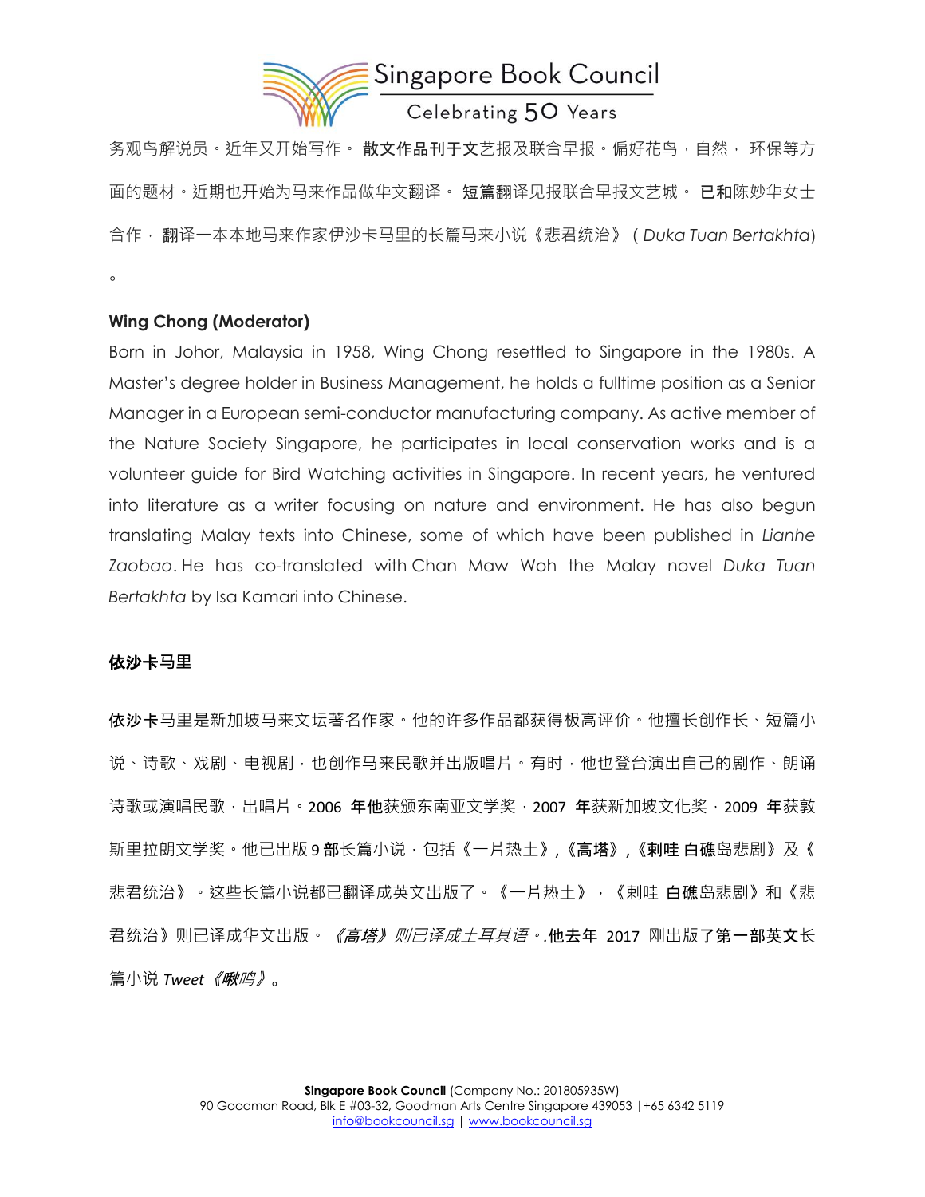务观鸟解说员。近年又开始写作。 **散文作品刊于文**艺报及联合早报。偏好花鸟，自然， 环保等方面的题材。近期也开始为马来作品做华文翻译。 **短篇翻**译见报联合早报文艺城。 **已和**陈妙华女士合作， 翻译一本本地马来作家伊沙卡马里的长篇马来小说《悲君统治》 ( *Duka Tuan Bertakhta*)

。

**Wing Chong (Moderator)**

Born in Johor, Malaysia in 1958, Wing Chong resettled to Singapore in the 1980s. A Master's degree holder in Business Management, he holds a fulltime position as a Senior Manager in a European semi-conductor manufacturing company. As active member of the Nature Society Singapore, he participates in local conservation works and is a volunteer guide for Bird Watching activities in Singapore. In recent years, he ventured into literature as a writer focusing on nature and environment. He has also begun translating Malay texts into Chinese, some of which have been published in *Lianhe Zaobao*. He has co-translated with Chan Maw Woh the Malay novel *Duka Tuan Bertakhta* by Isa Kamari into Chinese.

**依沙卡马里**

**依沙卡**马里是新加坡马来文坛著名作家。他的许多作品都获得极高评价。他擅长创作长、短篇小说、诗歌、戏剧、电视剧，也创作马来民歌并出版唱片。有时，他也登台演出自己的剧作、朗诵诗歌或演唱民歌，出唱片。2006 **年他**获颁东南亚文学奖，2007 **年**获新加坡文化奖，2009 **年**获敦斯里拉朗文学奖。他已出版 9 **部**长篇小说，包括《一片热土》,《**高塔**》,《**剌哇 白礁**岛悲剧》及《悲君统治》。这些长篇小说都已翻译成英文出版了。《一片热土》，《剌哇 **白礁**岛悲剧》和《悲君统治》则已译成华文出版。 *《高塔》则已译成土耳其语*。**.他去年** 2017 刚出版**了第一部英文**长篇小说 *Tweet《啾鸣》*。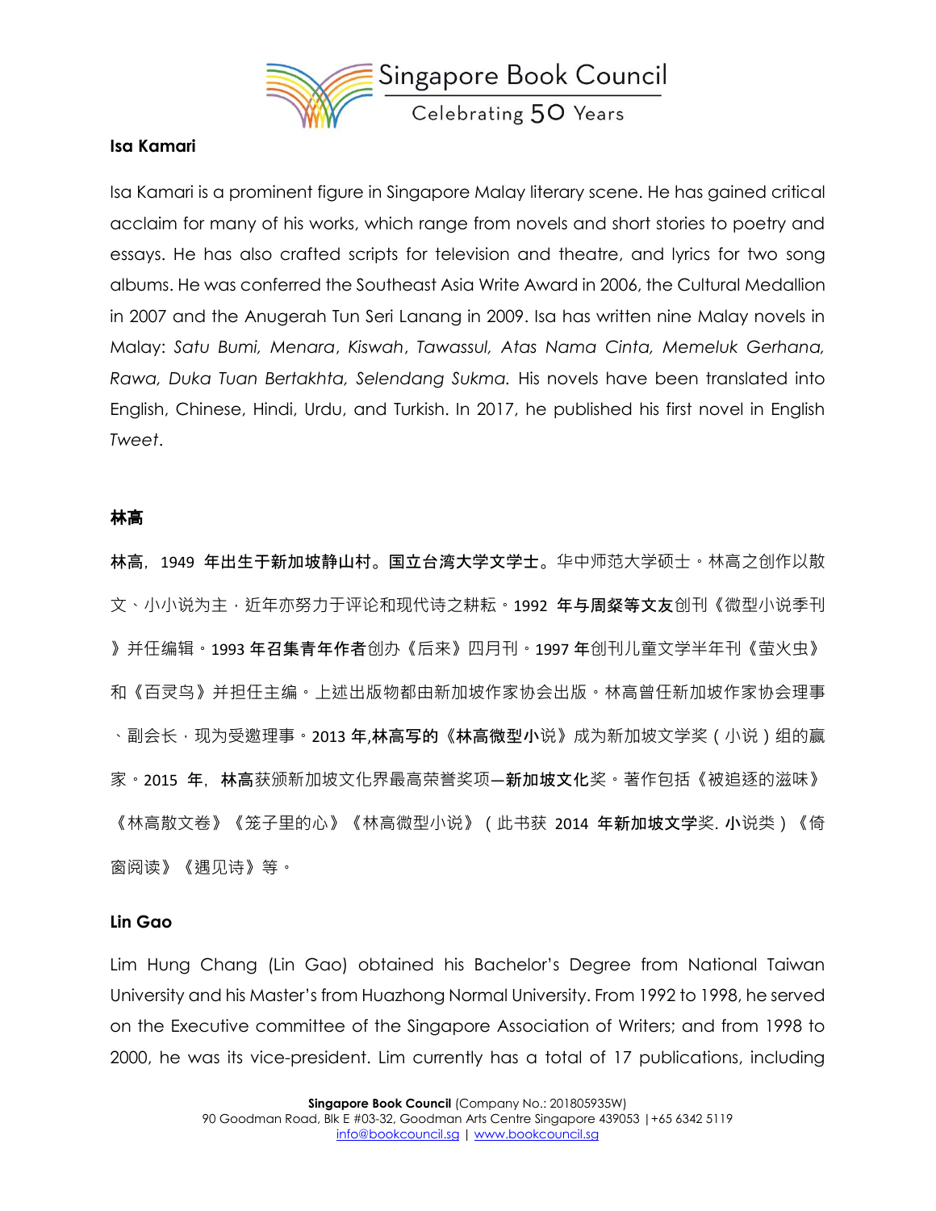**Isa Kamari**

Isa Kamari is a prominent figure in Singapore Malay literary scene. He has gained critical acclaim for many of his works, which range from novels and short stories to poetry and essays. He has also crafted scripts for television and theatre, and lyrics for two song albums. He was conferred the Southeast Asia Write Award in 2006, the Cultural Medallion in 2007 and the Anugerah Tun Seri Lanang in 2009. Isa has written nine Malay novels in Malay: *Satu Bumi, Menara*, *Kiswah*, *Tawassul, Atas Nama Cinta, Memeluk Gerhana, Rawa, Duka Tuan Bertakhta, Selendang Sukma.* His novels have been translated into English, Chinese, Hindi, Urdu, and Turkish. In 2017, he published his first novel in English *Tweet*.

**林高**

**林高**，1949 **年出生于新加坡静山村。国立台湾大学文学士。**华中师范大学硕士。林高之创作以散文、小小说为主，近年亦努力于评论和现代诗之耕耘。**1992 年与周粲等文友**创刊《微型小说季刊》并任编辑。**1993 年召集青年作者**创办《后来》四月刊。**1997 年**创刊儿童文学半年刊《萤火虫》和《百灵鸟》并担任主编。上述出版物都由新加坡作家协会出版。林高曾任新加坡作家协会理事、副会长，现为受邀理事。**2013 年,林高写的《林高微型小**说》成为新加坡文学奖（小说）组的赢家。2015 年，**林高**获颁新加坡文化界最高荣誉奖项—**新加坡文化**奖。著作包括《被追逐的滋味》《林高散文卷》《笼子里的心》《林高微型小说》（此书获 2014 **年新加坡文学**奖. **小**说类）《倚窗阅读》《遇见诗》等。

**Lin Gao**

Lim Hung Chang (Lin Gao) obtained his Bachelor's Degree from National Taiwan University and his Master's from Huazhong Normal University. From 1992 to 1998, he served on the Executive committee of the Singapore Association of Writers; and from 1998 to 2000, he was its vice-president. Lim currently has a total of 17 publications, including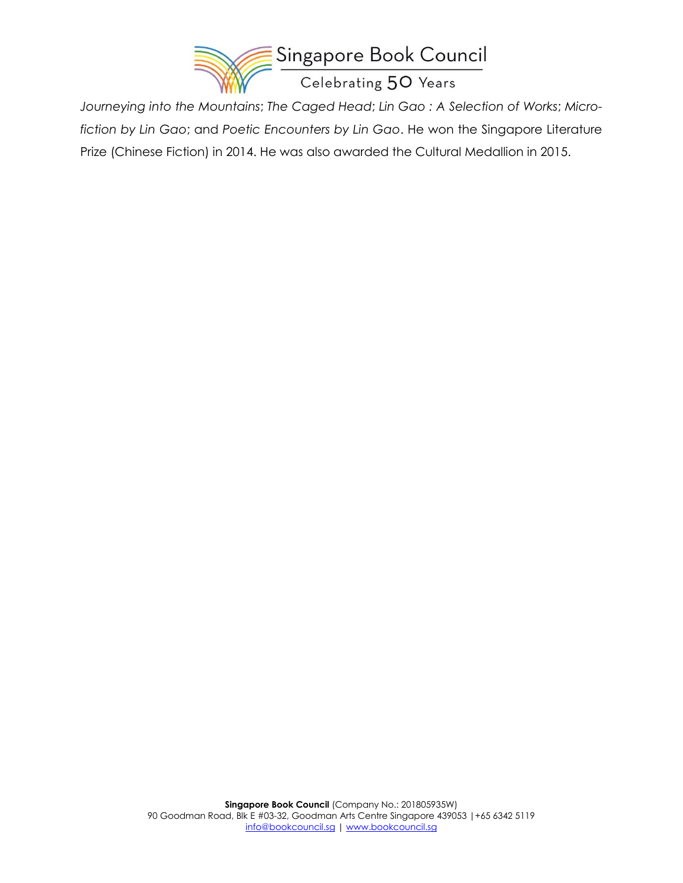*Journeying into the Mountains*; *The Caged Head*; *Lin Gao : A Selection of Works*; *Micro-fiction by Lin Gao*; and *Poetic Encounters by Lin Gao*. He won the Singapore Literature Prize (Chinese Fiction) in 2014. He was also awarded the Cultural Medallion in 2015.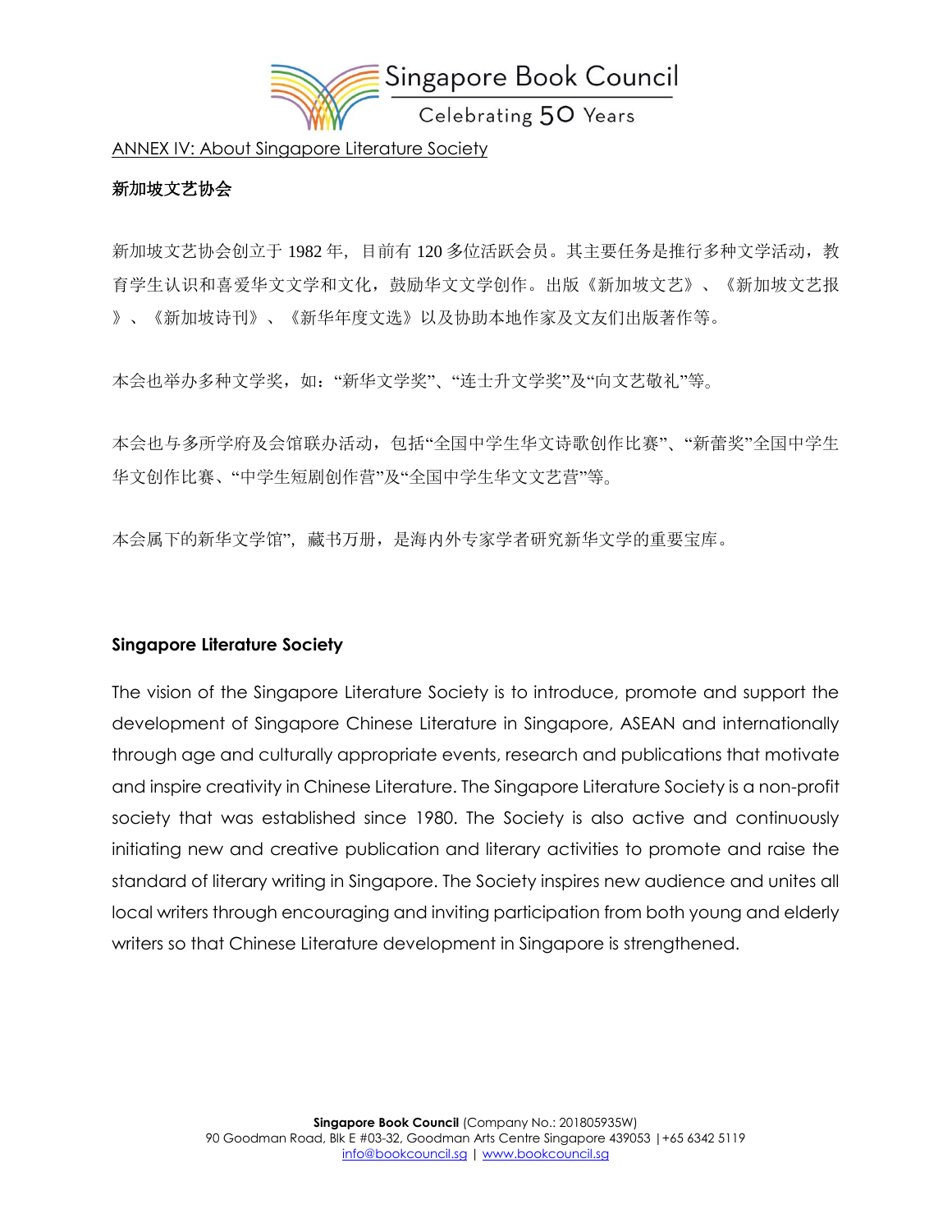ANNEX IV: About Singapore Literature Society

**新加坡文艺协会**

新加坡文艺协会创立于 1982 年，目前有 120 多位活跃会员。其主要任务是推行多种文学活动，教育学生认识和喜爱华文文学和文化，鼓励华文文学创作。出版《新加坡文艺》、《新加坡文艺报》、《新加坡诗刊》、《新华年度文选》以及协助本地作家及文友们出版著作等。

本会也举办多种文学奖，如："新华文学奖"、"连士升文学奖"及"向文艺敬礼"等。

本会也与多所学府及会馆联办活动，包括"全国中学生华文诗歌创作比赛"、"新蕾奖"全国中学生华文创作比赛、"中学生短剧创作营"及"全国中学生华文文艺营"等。

本会属下的新华文学馆"，藏书万册，是海内外专家学者研究新华文学的重要宝库。

**Singapore Literature Society**

The vision of the Singapore Literature Society is to introduce, promote and support the development of Singapore Chinese Literature in Singapore, ASEAN and internationally through age and culturally appropriate events, research and publications that motivate and inspire creativity in Chinese Literature. The Singapore Literature Society is a non-profit society that was established since 1980. The Society is also active and continuously initiating new and creative publication and literary activities to promote and raise the standard of literary writing in Singapore. The Society inspires new audience and unites all local writers through encouraging and inviting participation from both young and elderly writers so that Chinese Literature development in Singapore is strengthened.